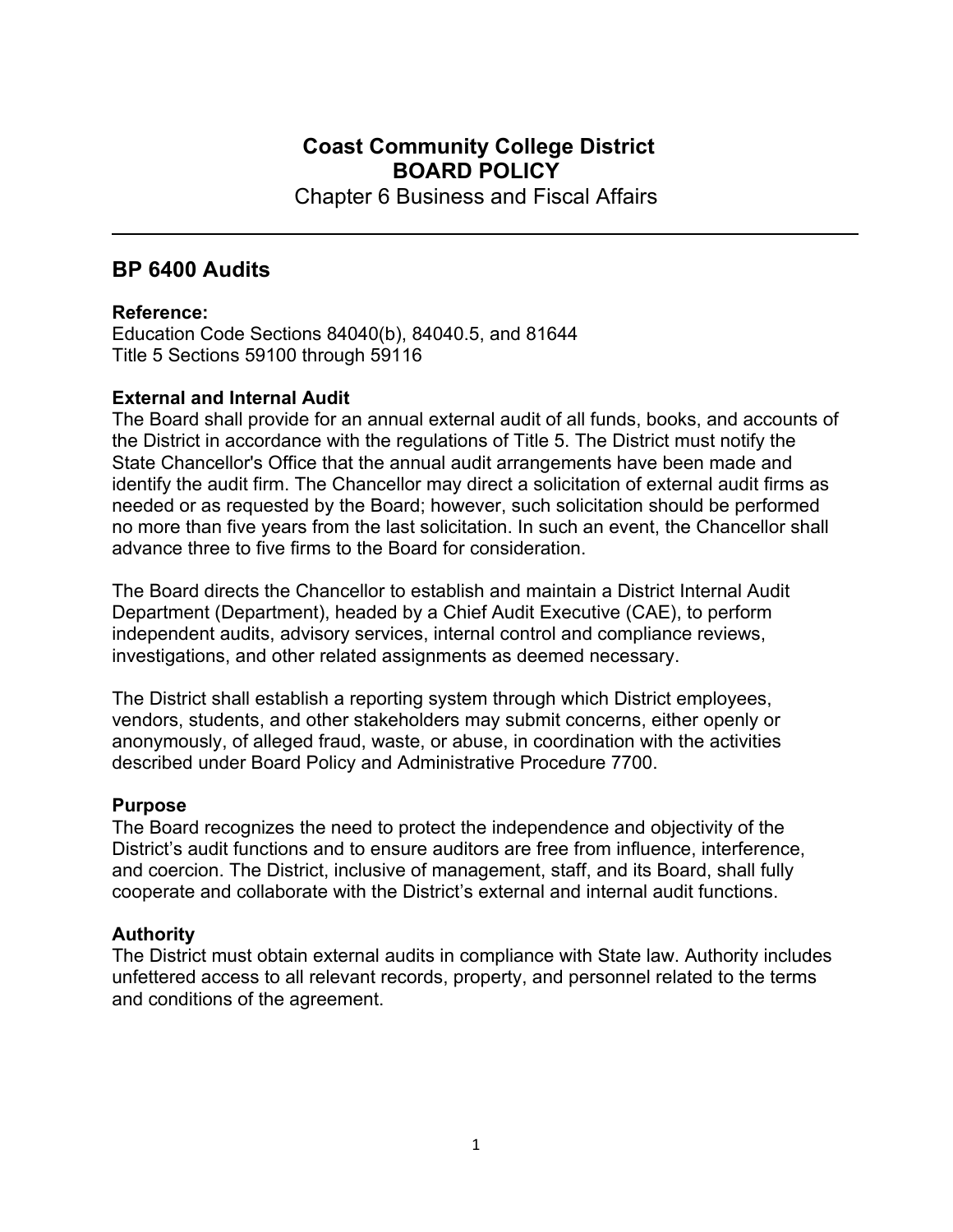# Coast Community College District
# BOARD POLICY
Chapter 6 Business and Fiscal Affairs

---

## BP 6400 Audits

**Reference:**
Education Code Sections 84040(b), 84040.5, and 81644
Title 5 Sections 59100 through 59116

**External and Internal Audit**
The Board shall provide for an annual external audit of all funds, books, and accounts of the District in accordance with the regulations of Title 5. The District must notify the State Chancellor's Office that the annual audit arrangements have been made and identify the audit firm. The Chancellor may direct a solicitation of external audit firms as needed or as requested by the Board; however, such solicitation should be performed no more than five years from the last solicitation. In such an event, the Chancellor shall advance three to five firms to the Board for consideration.

The Board directs the Chancellor to establish and maintain a District Internal Audit Department (Department), headed by a Chief Audit Executive (CAE), to perform independent audits, advisory services, internal control and compliance reviews, investigations, and other related assignments as deemed necessary.

The District shall establish a reporting system through which District employees, vendors, students, and other stakeholders may submit concerns, either openly or anonymously, of alleged fraud, waste, or abuse, in coordination with the activities described under Board Policy and Administrative Procedure 7700.

**Purpose**
The Board recognizes the need to protect the independence and objectivity of the District's audit functions and to ensure auditors are free from influence, interference, and coercion. The District, inclusive of management, staff, and its Board, shall fully cooperate and collaborate with the District's external and internal audit functions.

**Authority**
The District must obtain external audits in compliance with State law. Authority includes unfettered access to all relevant records, property, and personnel related to the terms and conditions of the agreement.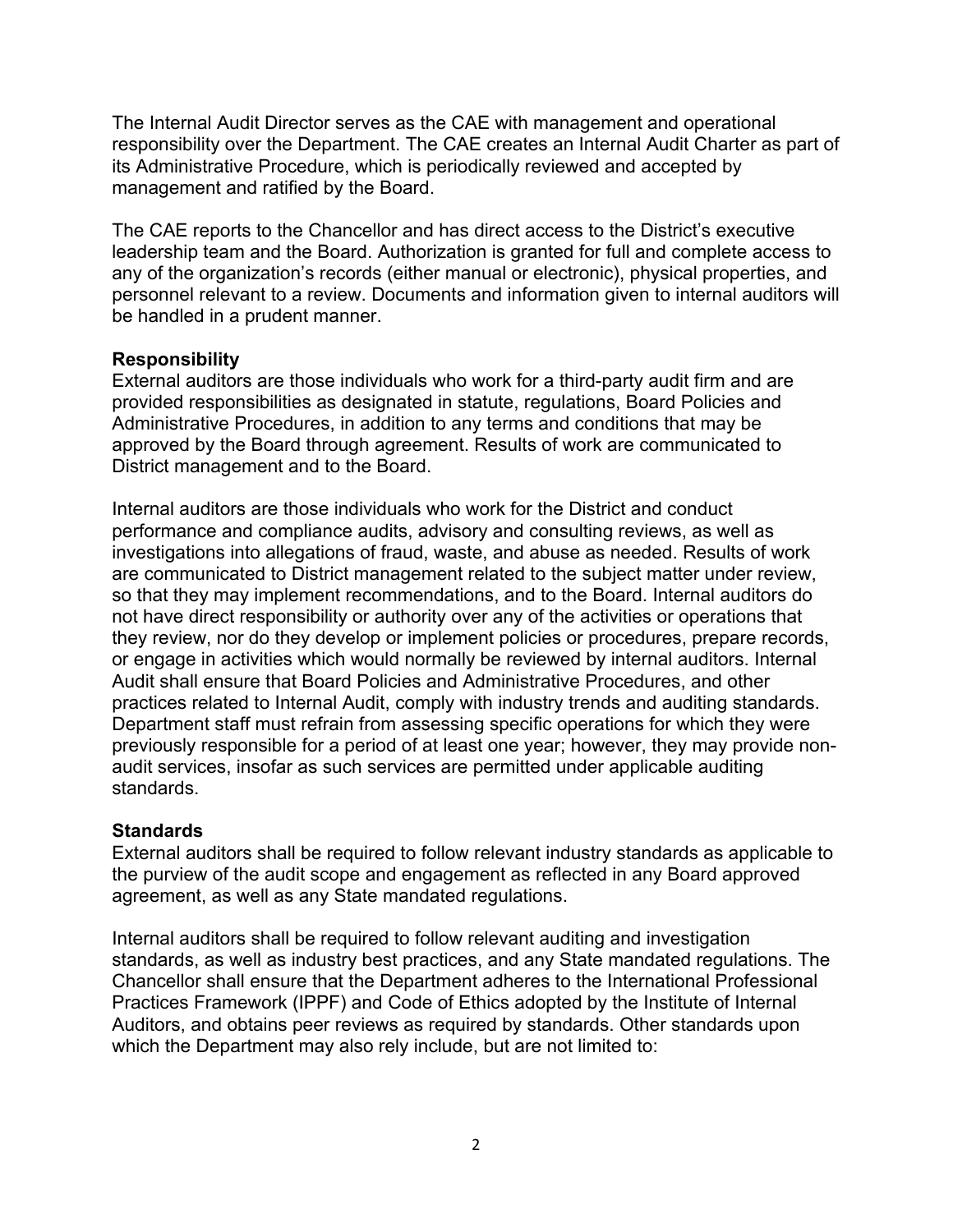The Internal Audit Director serves as the CAE with management and operational responsibility over the Department. The CAE creates an Internal Audit Charter as part of its Administrative Procedure, which is periodically reviewed and accepted by management and ratified by the Board.

The CAE reports to the Chancellor and has direct access to the District's executive leadership team and the Board. Authorization is granted for full and complete access to any of the organization's records (either manual or electronic), physical properties, and personnel relevant to a review. Documents and information given to internal auditors will be handled in a prudent manner.

**Responsibility**
External auditors are those individuals who work for a third-party audit firm and are provided responsibilities as designated in statute, regulations, Board Policies and Administrative Procedures, in addition to any terms and conditions that may be approved by the Board through agreement. Results of work are communicated to District management and to the Board.

Internal auditors are those individuals who work for the District and conduct performance and compliance audits, advisory and consulting reviews, as well as investigations into allegations of fraud, waste, and abuse as needed. Results of work are communicated to District management related to the subject matter under review, so that they may implement recommendations, and to the Board. Internal auditors do not have direct responsibility or authority over any of the activities or operations that they review, nor do they develop or implement policies or procedures, prepare records, or engage in activities which would normally be reviewed by internal auditors. Internal Audit shall ensure that Board Policies and Administrative Procedures, and other practices related to Internal Audit, comply with industry trends and auditing standards. Department staff must refrain from assessing specific operations for which they were previously responsible for a period of at least one year; however, they may provide non-audit services, insofar as such services are permitted under applicable auditing standards.

**Standards**
External auditors shall be required to follow relevant industry standards as applicable to the purview of the audit scope and engagement as reflected in any Board approved agreement, as well as any State mandated regulations.

Internal auditors shall be required to follow relevant auditing and investigation standards, as well as industry best practices, and any State mandated regulations. The Chancellor shall ensure that the Department adheres to the International Professional Practices Framework (IPPF) and Code of Ethics adopted by the Institute of Internal Auditors, and obtains peer reviews as required by standards. Other standards upon which the Department may also rely include, but are not limited to: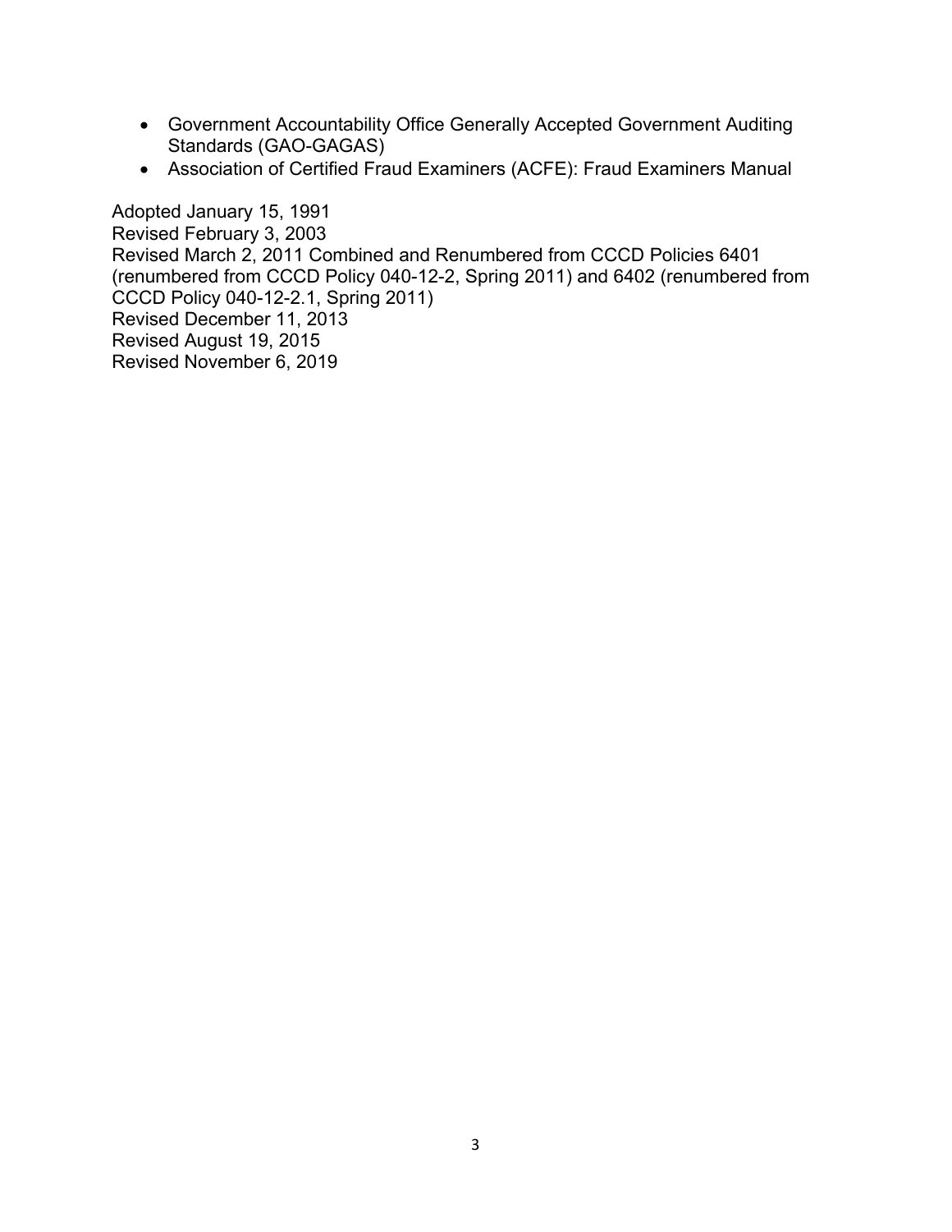- Government Accountability Office Generally Accepted Government Auditing Standards (GAO-GAGAS)
- Association of Certified Fraud Examiners (ACFE): Fraud Examiners Manual

Adopted January 15, 1991
Revised February 3, 2003
Revised March 2, 2011 Combined and Renumbered from CCCD Policies 6401 (renumbered from CCCD Policy 040-12-2, Spring 2011) and 6402 (renumbered from CCCD Policy 040-12-2.1, Spring 2011)
Revised December 11, 2013
Revised August 19, 2015
Revised November 6, 2019